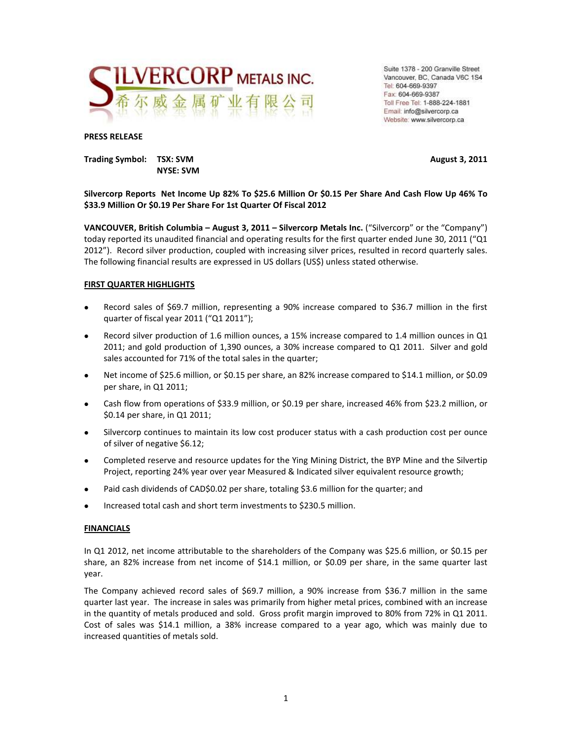SILVERCORP METALS INC.
希尔威金属矿业有限公司

Suite 1378 - 200 Granville Street
Vancouver, BC, Canada V6C 1S4
Tel: 604-669-9397
Fax: 604-669-9387
Toll Free Tel: 1-888-224-1881
Email: info@silvercorp.ca
Website: www.silvercorp.ca

**PRESS RELEASE**

**Trading Symbol: TSX: SVM**
**NYSE: SVM**

**August 3, 2011**

**Silvercorp Reports Net Income Up 82% To $25.6 Million Or $0.15 Per Share And Cash Flow Up 46% To $33.9 Million Or $0.19 Per Share For 1st Quarter Of Fiscal 2012**

**VANCOUVER, British Columbia – August 3, 2011 – Silvercorp Metals Inc.** ("Silvercorp" or the "Company") today reported its unaudited financial and operating results for the first quarter ended June 30, 2011 ("Q1 2012"). Record silver production, coupled with increasing silver prices, resulted in record quarterly sales. The following financial results are expressed in US dollars (US$) unless stated otherwise.

## FIRST QUARTER HIGHLIGHTS

- Record sales of $69.7 million, representing a 90% increase compared to $36.7 million in the first quarter of fiscal year 2011 ("Q1 2011");
- Record silver production of 1.6 million ounces, a 15% increase compared to 1.4 million ounces in Q1 2011; and gold production of 1,390 ounces, a 30% increase compared to Q1 2011. Silver and gold sales accounted for 71% of the total sales in the quarter;
- Net income of $25.6 million, or $0.15 per share, an 82% increase compared to $14.1 million, or $0.09 per share, in Q1 2011;
- Cash flow from operations of $33.9 million, or $0.19 per share, increased 46% from $23.2 million, or $0.14 per share, in Q1 2011;
- Silvercorp continues to maintain its low cost producer status with a cash production cost per ounce of silver of negative $6.12;
- Completed reserve and resource updates for the Ying Mining District, the BYP Mine and the Silvertip Project, reporting 24% year over year Measured & Indicated silver equivalent resource growth;
- Paid cash dividends of CAD$0.02 per share, totaling $3.6 million for the quarter; and
- Increased total cash and short term investments to $230.5 million.

## FINANCIALS

In Q1 2012, net income attributable to the shareholders of the Company was $25.6 million, or $0.15 per share, an 82% increase from net income of $14.1 million, or $0.09 per share, in the same quarter last year.

The Company achieved record sales of $69.7 million, a 90% increase from $36.7 million in the same quarter last year. The increase in sales was primarily from higher metal prices, combined with an increase in the quantity of metals produced and sold. Gross profit margin improved to 80% from 72% in Q1 2011. Cost of sales was $14.1 million, a 38% increase compared to a year ago, which was mainly due to increased quantities of metals sold.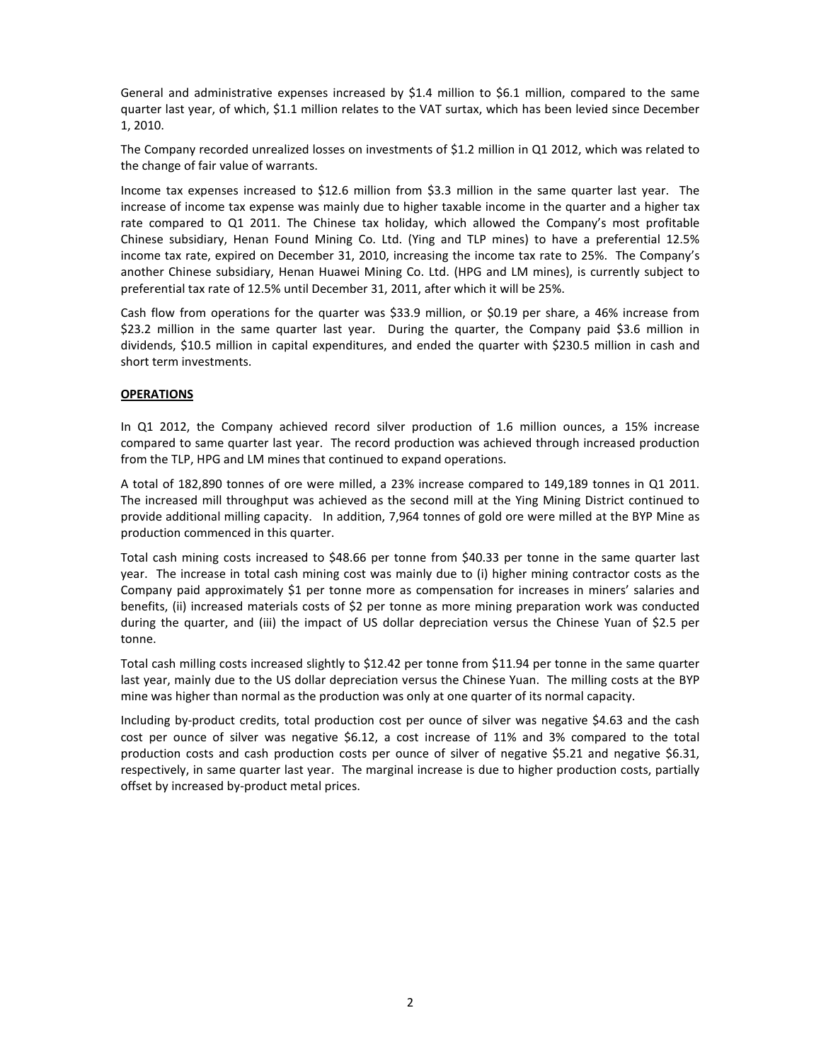General and administrative expenses increased by $1.4 million to $6.1 million, compared to the same quarter last year, of which, $1.1 million relates to the VAT surtax, which has been levied since December 1, 2010.

The Company recorded unrealized losses on investments of $1.2 million in Q1 2012, which was related to the change of fair value of warrants.

Income tax expenses increased to $12.6 million from $3.3 million in the same quarter last year. The increase of income tax expense was mainly due to higher taxable income in the quarter and a higher tax rate compared to Q1 2011. The Chinese tax holiday, which allowed the Company's most profitable Chinese subsidiary, Henan Found Mining Co. Ltd. (Ying and TLP mines) to have a preferential 12.5% income tax rate, expired on December 31, 2010, increasing the income tax rate to 25%. The Company's another Chinese subsidiary, Henan Huawei Mining Co. Ltd. (HPG and LM mines), is currently subject to preferential tax rate of 12.5% until December 31, 2011, after which it will be 25%.

Cash flow from operations for the quarter was $33.9 million, or $0.19 per share, a 46% increase from $23.2 million in the same quarter last year. During the quarter, the Company paid $3.6 million in dividends, $10.5 million in capital expenditures, and ended the quarter with $230.5 million in cash and short term investments.

**OPERATIONS**

In Q1 2012, the Company achieved record silver production of 1.6 million ounces, a 15% increase compared to same quarter last year. The record production was achieved through increased production from the TLP, HPG and LM mines that continued to expand operations.

A total of 182,890 tonnes of ore were milled, a 23% increase compared to 149,189 tonnes in Q1 2011. The increased mill throughput was achieved as the second mill at the Ying Mining District continued to provide additional milling capacity. In addition, 7,964 tonnes of gold ore were milled at the BYP Mine as production commenced in this quarter.

Total cash mining costs increased to $48.66 per tonne from $40.33 per tonne in the same quarter last year. The increase in total cash mining cost was mainly due to (i) higher mining contractor costs as the Company paid approximately $1 per tonne more as compensation for increases in miners' salaries and benefits, (ii) increased materials costs of $2 per tonne as more mining preparation work was conducted during the quarter, and (iii) the impact of US dollar depreciation versus the Chinese Yuan of $2.5 per tonne.

Total cash milling costs increased slightly to $12.42 per tonne from $11.94 per tonne in the same quarter last year, mainly due to the US dollar depreciation versus the Chinese Yuan. The milling costs at the BYP mine was higher than normal as the production was only at one quarter of its normal capacity.

Including by-product credits, total production cost per ounce of silver was negative $4.63 and the cash cost per ounce of silver was negative $6.12, a cost increase of 11% and 3% compared to the total production costs and cash production costs per ounce of silver of negative $5.21 and negative $6.31, respectively, in same quarter last year. The marginal increase is due to higher production costs, partially offset by increased by-product metal prices.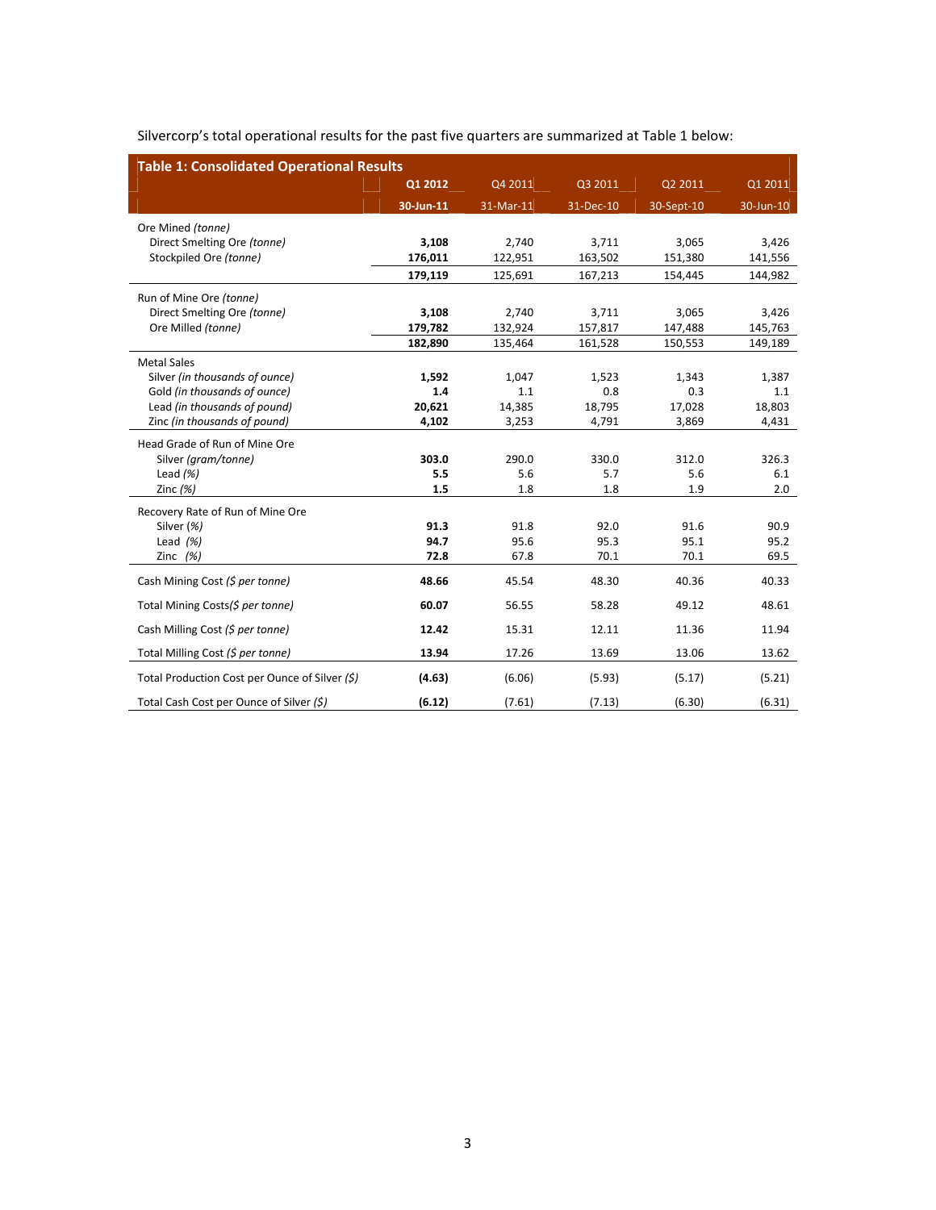Silvercorp's total operational results for the past five quarters are summarized at Table 1 below:

**Table 1: Consolidated Operational Results**

| | **Q1 2012** | Q4 2011 | Q3 2011 | Q2 2011 | Q1 2011 |
|---|---|---|---|---|---|
| | **30-Jun-11** | 31-Mar-11 | 31-Dec-10 | 30-Sept-10 | 30-Jun-10 |
| Ore Mined *(tonne)* | | | | | |
| Direct Smelting Ore *(tonne)* | **3,108** | 2,740 | 3,711 | 3,065 | 3,426 |
| Stockpiled Ore *(tonne)* | **176,011** | 122,951 | 163,502 | 151,380 | 141,556 |
| | **179,119** | 125,691 | 167,213 | 154,445 | 144,982 |
| Run of Mine Ore *(tonne)* | | | | | |
| Direct Smelting Ore *(tonne)* | **3,108** | 2,740 | 3,711 | 3,065 | 3,426 |
| Ore Milled *(tonne)* | **179,782** | 132,924 | 157,817 | 147,488 | 145,763 |
| | **182,890** | 135,464 | 161,528 | 150,553 | 149,189 |
| Metal Sales | | | | | |
| Silver *(in thousands of ounce)* | **1,592** | 1,047 | 1,523 | 1,343 | 1,387 |
| Gold *(in thousands of ounce)* | **1.4** | 1.1 | 0.8 | 0.3 | 1.1 |
| Lead *(in thousands of pound)* | **20,621** | 14,385 | 18,795 | 17,028 | 18,803 |
| Zinc *(in thousands of pound)* | **4,102** | 3,253 | 4,791 | 3,869 | 4,431 |
| Head Grade of Run of Mine Ore | | | | | |
| Silver *(gram/tonne)* | **303.0** | 290.0 | 330.0 | 312.0 | 326.3 |
| Lead *(%)* | **5.5** | 5.6 | 5.7 | 5.6 | 6.1 |
| Zinc *(%)* | **1.5** | 1.8 | 1.8 | 1.9 | 2.0 |
| Recovery Rate of Run of Mine Ore | | | | | |
| Silver *(%)* | **91.3** | 91.8 | 92.0 | 91.6 | 90.9 |
| Lead *(%)* | **94.7** | 95.6 | 95.3 | 95.1 | 95.2 |
| Zinc *(%)* | **72.8** | 67.8 | 70.1 | 70.1 | 69.5 |
| Cash Mining Cost *($ per tonne)* | **48.66** | 45.54 | 48.30 | 40.36 | 40.33 |
| Total Mining Costs*($ per tonne)* | **60.07** | 56.55 | 58.28 | 49.12 | 48.61 |
| Cash Milling Cost *($ per tonne)* | **12.42** | 15.31 | 12.11 | 11.36 | 11.94 |
| Total Milling Cost *($ per tonne)* | **13.94** | 17.26 | 13.69 | 13.06 | 13.62 |
| Total Production Cost per Ounce of Silver *($)* | **(4.63)** | (6.06) | (5.93) | (5.17) | (5.21) |
| Total Cash Cost per Ounce of Silver *($)* | **(6.12)** | (7.61) | (7.13) | (6.30) | (6.31) |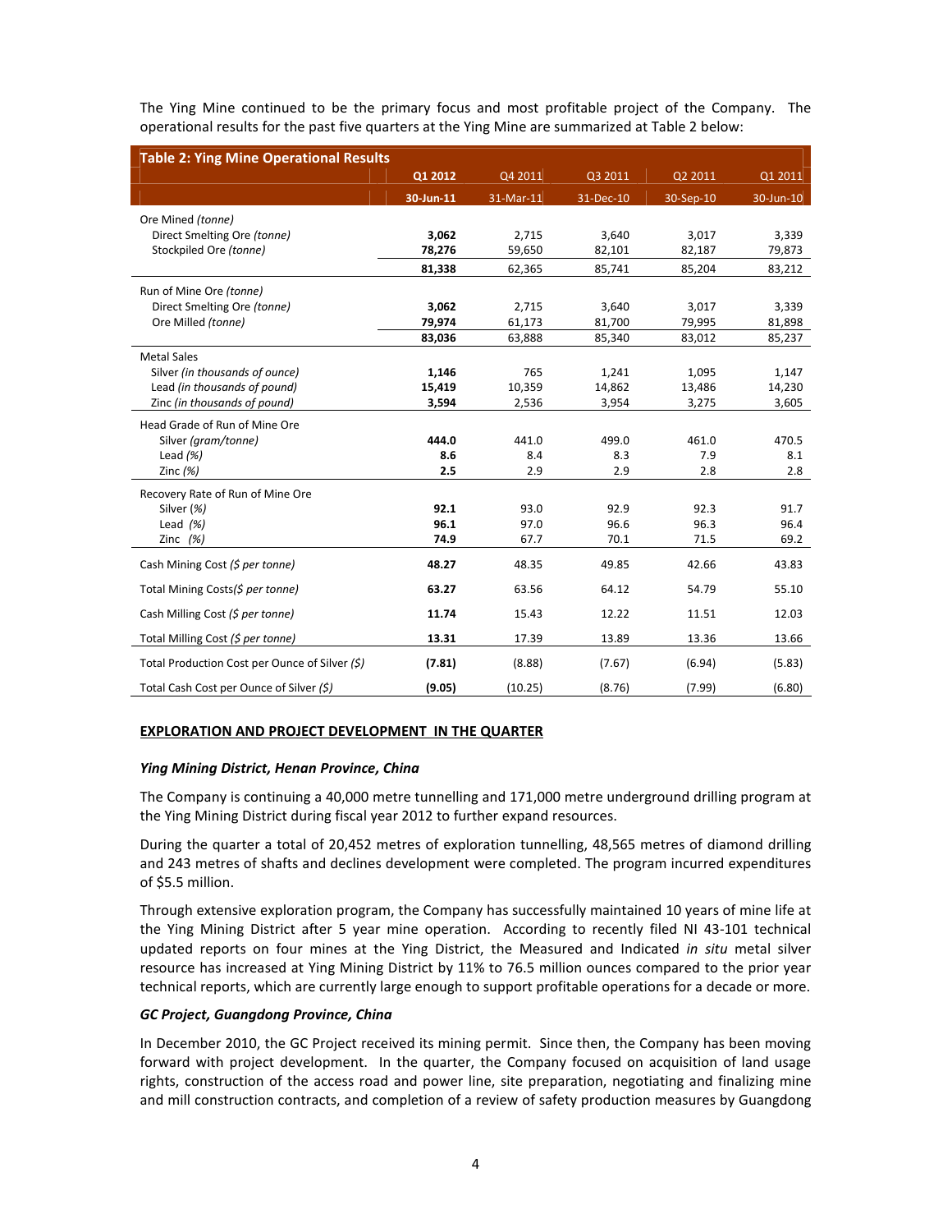The Ying Mine continued to be the primary focus and most profitable project of the Company. The operational results for the past five quarters at the Ying Mine are summarized at Table 2 below:

| Table 2: Ying Mine Operational Results | Q1 2012 | Q4 2011 | Q3 2011 | Q2 2011 | Q1 2011 |
|---|---|---|---|---|---|
| | **30-Jun-11** | 31-Mar-11 | 31-Dec-10 | 30-Sep-10 | 30-Jun-10 |
| Ore Mined *(tonne)* | | | | | |
| Direct Smelting Ore *(tonne)* | **3,062** | 2,715 | 3,640 | 3,017 | 3,339 |
| Stockpiled Ore *(tonne)* | **78,276** | 59,650 | 82,101 | 82,187 | 79,873 |
| | **81,338** | 62,365 | 85,741 | 85,204 | 83,212 |
| Run of Mine Ore *(tonne)* | | | | | |
| Direct Smelting Ore *(tonne)* | **3,062** | 2,715 | 3,640 | 3,017 | 3,339 |
| Ore Milled *(tonne)* | **79,974** | 61,173 | 81,700 | 79,995 | 81,898 |
| | **83,036** | 63,888 | 85,340 | 83,012 | 85,237 |
| Metal Sales | | | | | |
| Silver *(in thousands of ounce)* | **1,146** | 765 | 1,241 | 1,095 | 1,147 |
| Lead *(in thousands of pound)* | **15,419** | 10,359 | 14,862 | 13,486 | 14,230 |
| Zinc *(in thousands of pound)* | **3,594** | 2,536 | 3,954 | 3,275 | 3,605 |
| Head Grade of Run of Mine Ore | | | | | |
| Silver *(gram/tonne)* | **444.0** | 441.0 | 499.0 | 461.0 | 470.5 |
| Lead *(%)* | **8.6** | 8.4 | 8.3 | 7.9 | 8.1 |
| Zinc *(%)* | **2.5** | 2.9 | 2.9 | 2.8 | 2.8 |
| Recovery Rate of Run of Mine Ore | | | | | |
| Silver *(%)* | **92.1** | 93.0 | 92.9 | 92.3 | 91.7 |
| Lead *(%)* | **96.1** | 97.0 | 96.6 | 96.3 | 96.4 |
| Zinc *(%)* | **74.9** | 67.7 | 70.1 | 71.5 | 69.2 |
| Cash Mining Cost *($ per tonne)* | **48.27** | 48.35 | 49.85 | 42.66 | 43.83 |
| Total Mining Costs*($ per tonne)* | **63.27** | 63.56 | 64.12 | 54.79 | 55.10 |
| Cash Milling Cost *($ per tonne)* | **11.74** | 15.43 | 12.22 | 11.51 | 12.03 |
| Total Milling Cost *($ per tonne)* | **13.31** | 17.39 | 13.89 | 13.36 | 13.66 |
| Total Production Cost per Ounce of Silver *($)* | **(7.81)** | (8.88) | (7.67) | (6.94) | (5.83) |
| Total Cash Cost per Ounce of Silver *($)* | **(9.05)** | (10.25) | (8.76) | (7.99) | (6.80) |

## EXPLORATION AND PROJECT DEVELOPMENT IN THE QUARTER

### *Ying Mining District, Henan Province, China*

The Company is continuing a 40,000 metre tunnelling and 171,000 metre underground drilling program at the Ying Mining District during fiscal year 2012 to further expand resources.

During the quarter a total of 20,452 metres of exploration tunnelling, 48,565 metres of diamond drilling and 243 metres of shafts and declines development were completed. The program incurred expenditures of $5.5 million.

Through extensive exploration program, the Company has successfully maintained 10 years of mine life at the Ying Mining District after 5 year mine operation. According to recently filed NI 43-101 technical updated reports on four mines at the Ying District, the Measured and Indicated *in situ* metal silver resource has increased at Ying Mining District by 11% to 76.5 million ounces compared to the prior year technical reports, which are currently large enough to support profitable operations for a decade or more.

### *GC Project, Guangdong Province, China*

In December 2010, the GC Project received its mining permit. Since then, the Company has been moving forward with project development. In the quarter, the Company focused on acquisition of land usage rights, construction of the access road and power line, site preparation, negotiating and finalizing mine and mill construction contracts, and completion of a review of safety production measures by Guangdong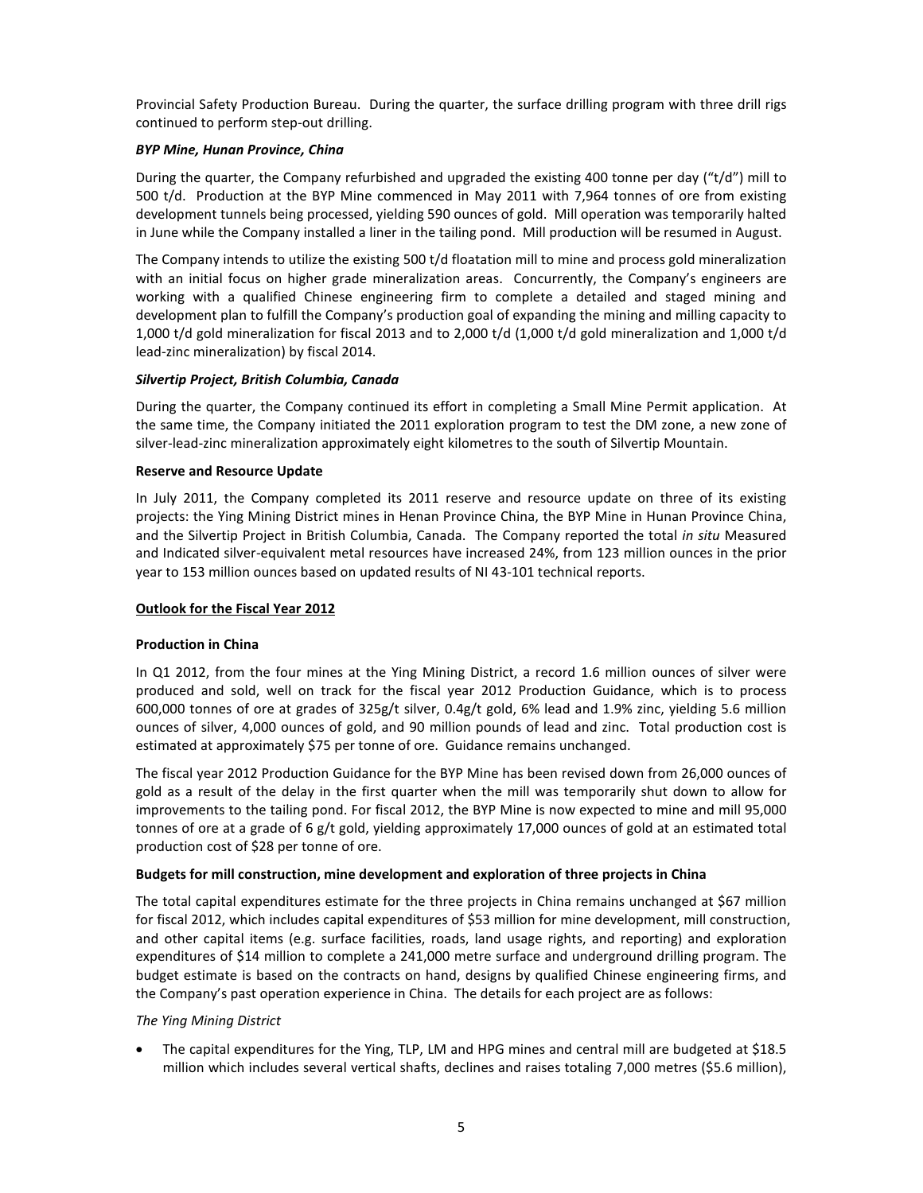Provincial Safety Production Bureau. During the quarter, the surface drilling program with three drill rigs continued to perform step-out drilling.

***BYP Mine, Hunan Province, China***

During the quarter, the Company refurbished and upgraded the existing 400 tonne per day ("t/d") mill to 500 t/d. Production at the BYP Mine commenced in May 2011 with 7,964 tonnes of ore from existing development tunnels being processed, yielding 590 ounces of gold. Mill operation was temporarily halted in June while the Company installed a liner in the tailing pond. Mill production will be resumed in August.

The Company intends to utilize the existing 500 t/d floatation mill to mine and process gold mineralization with an initial focus on higher grade mineralization areas. Concurrently, the Company's engineers are working with a qualified Chinese engineering firm to complete a detailed and staged mining and development plan to fulfill the Company's production goal of expanding the mining and milling capacity to 1,000 t/d gold mineralization for fiscal 2013 and to 2,000 t/d (1,000 t/d gold mineralization and 1,000 t/d lead-zinc mineralization) by fiscal 2014.

***Silvertip Project, British Columbia, Canada***

During the quarter, the Company continued its effort in completing a Small Mine Permit application. At the same time, the Company initiated the 2011 exploration program to test the DM zone, a new zone of silver-lead-zinc mineralization approximately eight kilometres to the south of Silvertip Mountain.

**Reserve and Resource Update**

In July 2011, the Company completed its 2011 reserve and resource update on three of its existing projects: the Ying Mining District mines in Henan Province China, the BYP Mine in Hunan Province China, and the Silvertip Project in British Columbia, Canada. The Company reported the total *in situ* Measured and Indicated silver-equivalent metal resources have increased 24%, from 123 million ounces in the prior year to 153 million ounces based on updated results of NI 43-101 technical reports.

**Outlook for the Fiscal Year 2012**

**Production in China**

In Q1 2012, from the four mines at the Ying Mining District, a record 1.6 million ounces of silver were produced and sold, well on track for the fiscal year 2012 Production Guidance, which is to process 600,000 tonnes of ore at grades of 325g/t silver, 0.4g/t gold, 6% lead and 1.9% zinc, yielding 5.6 million ounces of silver, 4,000 ounces of gold, and 90 million pounds of lead and zinc. Total production cost is estimated at approximately $75 per tonne of ore. Guidance remains unchanged.

The fiscal year 2012 Production Guidance for the BYP Mine has been revised down from 26,000 ounces of gold as a result of the delay in the first quarter when the mill was temporarily shut down to allow for improvements to the tailing pond. For fiscal 2012, the BYP Mine is now expected to mine and mill 95,000 tonnes of ore at a grade of 6 g/t gold, yielding approximately 17,000 ounces of gold at an estimated total production cost of $28 per tonne of ore.

**Budgets for mill construction, mine development and exploration of three projects in China**

The total capital expenditures estimate for the three projects in China remains unchanged at $67 million for fiscal 2012, which includes capital expenditures of $53 million for mine development, mill construction, and other capital items (e.g. surface facilities, roads, land usage rights, and reporting) and exploration expenditures of $14 million to complete a 241,000 metre surface and underground drilling program. The budget estimate is based on the contracts on hand, designs by qualified Chinese engineering firms, and the Company's past operation experience in China. The details for each project are as follows:

*The Ying Mining District*

- The capital expenditures for the Ying, TLP, LM and HPG mines and central mill are budgeted at $18.5 million which includes several vertical shafts, declines and raises totaling 7,000 metres ($5.6 million),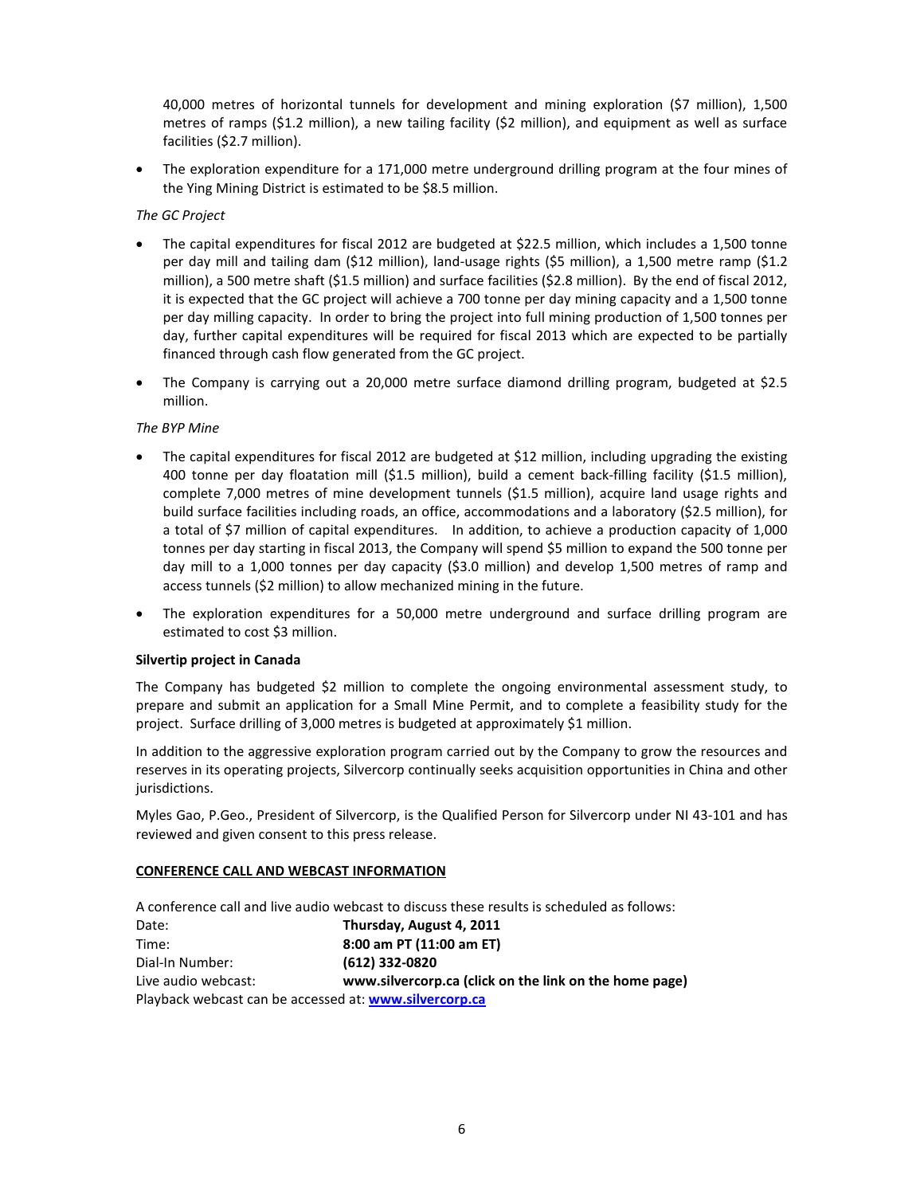40,000 metres of horizontal tunnels for development and mining exploration ($7 million), 1,500 metres of ramps ($1.2 million), a new tailing facility ($2 million), and equipment as well as surface facilities ($2.7 million).

- The exploration expenditure for a 171,000 metre underground drilling program at the four mines of the Ying Mining District is estimated to be $8.5 million.

*The GC Project*

- The capital expenditures for fiscal 2012 are budgeted at $22.5 million, which includes a 1,500 tonne per day mill and tailing dam ($12 million), land-usage rights ($5 million), a 1,500 metre ramp ($1.2 million), a 500 metre shaft ($1.5 million) and surface facilities ($2.8 million). By the end of fiscal 2012, it is expected that the GC project will achieve a 700 tonne per day mining capacity and a 1,500 tonne per day milling capacity. In order to bring the project into full mining production of 1,500 tonnes per day, further capital expenditures will be required for fiscal 2013 which are expected to be partially financed through cash flow generated from the GC project.
- The Company is carrying out a 20,000 metre surface diamond drilling program, budgeted at $2.5 million.

*The BYP Mine*

- The capital expenditures for fiscal 2012 are budgeted at $12 million, including upgrading the existing 400 tonne per day floatation mill ($1.5 million), build a cement back-filling facility ($1.5 million), complete 7,000 metres of mine development tunnels ($1.5 million), acquire land usage rights and build surface facilities including roads, an office, accommodations and a laboratory ($2.5 million), for a total of $7 million of capital expenditures. In addition, to achieve a production capacity of 1,000 tonnes per day starting in fiscal 2013, the Company will spend $5 million to expand the 500 tonne per day mill to a 1,000 tonnes per day capacity ($3.0 million) and develop 1,500 metres of ramp and access tunnels ($2 million) to allow mechanized mining in the future.
- The exploration expenditures for a 50,000 metre underground and surface drilling program are estimated to cost $3 million.

**Silvertip project in Canada**

The Company has budgeted $2 million to complete the ongoing environmental assessment study, to prepare and submit an application for a Small Mine Permit, and to complete a feasibility study for the project. Surface drilling of 3,000 metres is budgeted at approximately $1 million.

In addition to the aggressive exploration program carried out by the Company to grow the resources and reserves in its operating projects, Silvercorp continually seeks acquisition opportunities in China and other jurisdictions.

Myles Gao, P.Geo., President of Silvercorp, is the Qualified Person for Silvercorp under NI 43-101 and has reviewed and given consent to this press release.

**CONFERENCE CALL AND WEBCAST INFORMATION**

A conference call and live audio webcast to discuss these results is scheduled as follows:

| | |
|---|---|
| Date: | **Thursday, August 4, 2011** |
| Time: | **8:00 am PT (11:00 am ET)** |
| Dial-In Number: | **(612) 332-0820** |
| Live audio webcast: | **www.silvercorp.ca (click on the link on the home page)** |

Playback webcast can be accessed at: **www.silvercorp.ca**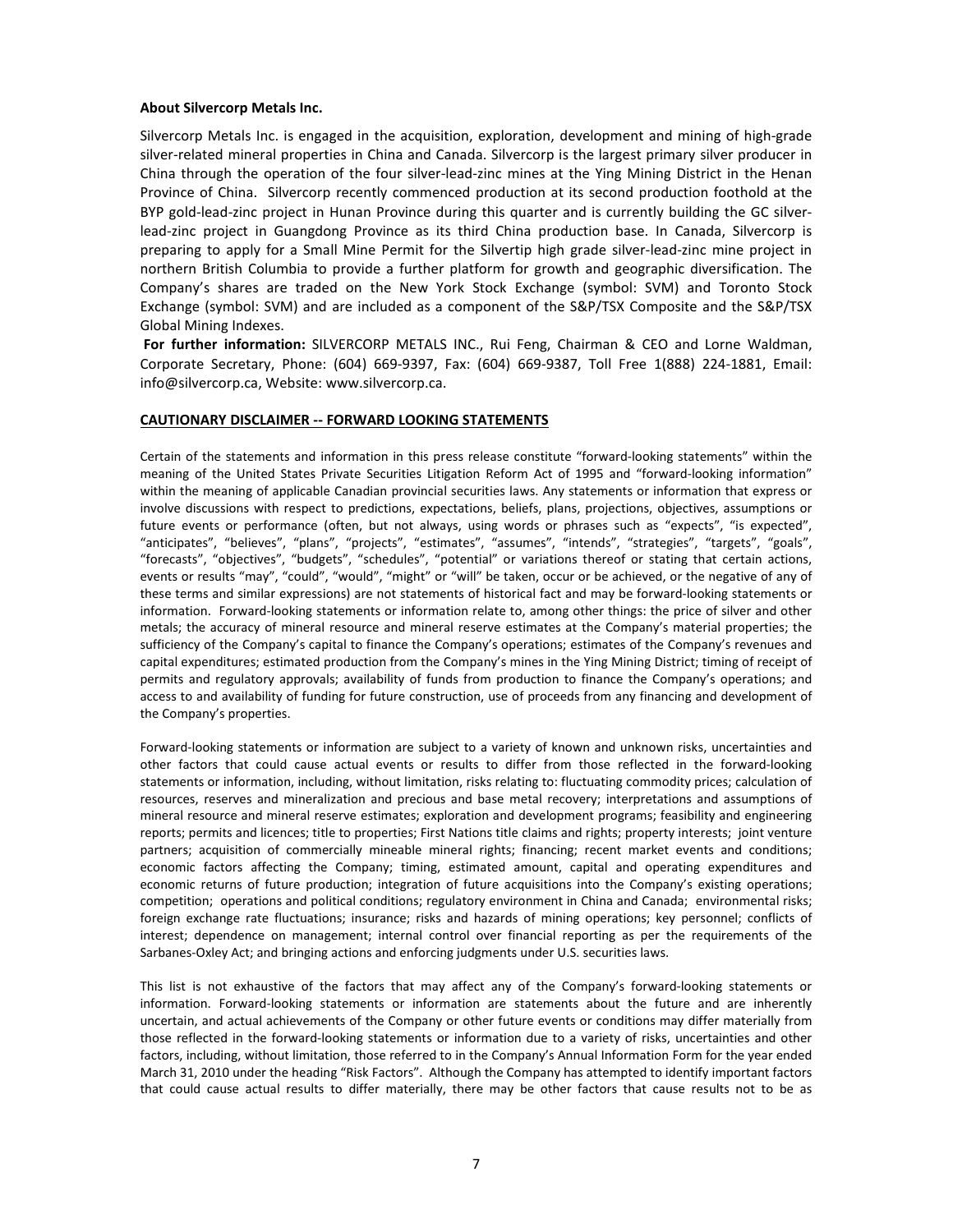**About Silvercorp Metals Inc.**

Silvercorp Metals Inc. is engaged in the acquisition, exploration, development and mining of high-grade silver-related mineral properties in China and Canada. Silvercorp is the largest primary silver producer in China through the operation of the four silver-lead-zinc mines at the Ying Mining District in the Henan Province of China. Silvercorp recently commenced production at its second production foothold at the BYP gold-lead-zinc project in Hunan Province during this quarter and is currently building the GC silver-lead-zinc project in Guangdong Province as its third China production base. In Canada, Silvercorp is preparing to apply for a Small Mine Permit for the Silvertip high grade silver-lead-zinc mine project in northern British Columbia to provide a further platform for growth and geographic diversification. The Company's shares are traded on the New York Stock Exchange (symbol: SVM) and Toronto Stock Exchange (symbol: SVM) and are included as a component of the S&P/TSX Composite and the S&P/TSX Global Mining Indexes.

**For further information:** SILVERCORP METALS INC., Rui Feng, Chairman & CEO and Lorne Waldman, Corporate Secretary, Phone: (604) 669-9397, Fax: (604) 669-9387, Toll Free 1(888) 224-1881, Email: info@silvercorp.ca, Website: www.silvercorp.ca.

**CAUTIONARY DISCLAIMER -- FORWARD LOOKING STATEMENTS**

Certain of the statements and information in this press release constitute "forward-looking statements" within the meaning of the United States Private Securities Litigation Reform Act of 1995 and "forward-looking information" within the meaning of applicable Canadian provincial securities laws. Any statements or information that express or involve discussions with respect to predictions, expectations, beliefs, plans, projections, objectives, assumptions or future events or performance (often, but not always, using words or phrases such as "expects", "is expected", "anticipates", "believes", "plans", "projects", "estimates", "assumes", "intends", "strategies", "targets", "goals", "forecasts", "objectives", "budgets", "schedules", "potential" or variations thereof or stating that certain actions, events or results "may", "could", "would", "might" or "will" be taken, occur or be achieved, or the negative of any of these terms and similar expressions) are not statements of historical fact and may be forward-looking statements or information. Forward-looking statements or information relate to, among other things: the price of silver and other metals; the accuracy of mineral resource and mineral reserve estimates at the Company's material properties; the sufficiency of the Company's capital to finance the Company's operations; estimates of the Company's revenues and capital expenditures; estimated production from the Company's mines in the Ying Mining District; timing of receipt of permits and regulatory approvals; availability of funds from production to finance the Company's operations; and access to and availability of funding for future construction, use of proceeds from any financing and development of the Company's properties.

Forward-looking statements or information are subject to a variety of known and unknown risks, uncertainties and other factors that could cause actual events or results to differ from those reflected in the forward-looking statements or information, including, without limitation, risks relating to: fluctuating commodity prices; calculation of resources, reserves and mineralization and precious and base metal recovery; interpretations and assumptions of mineral resource and mineral reserve estimates; exploration and development programs; feasibility and engineering reports; permits and licences; title to properties; First Nations title claims and rights; property interests; joint venture partners; acquisition of commercially mineable mineral rights; financing; recent market events and conditions; economic factors affecting the Company; timing, estimated amount, capital and operating expenditures and economic returns of future production; integration of future acquisitions into the Company's existing operations; competition; operations and political conditions; regulatory environment in China and Canada; environmental risks; foreign exchange rate fluctuations; insurance; risks and hazards of mining operations; key personnel; conflicts of interest; dependence on management; internal control over financial reporting as per the requirements of the Sarbanes-Oxley Act; and bringing actions and enforcing judgments under U.S. securities laws.

This list is not exhaustive of the factors that may affect any of the Company's forward-looking statements or information. Forward-looking statements or information are statements about the future and are inherently uncertain, and actual achievements of the Company or other future events or conditions may differ materially from those reflected in the forward-looking statements or information due to a variety of risks, uncertainties and other factors, including, without limitation, those referred to in the Company's Annual Information Form for the year ended March 31, 2010 under the heading "Risk Factors". Although the Company has attempted to identify important factors that could cause actual results to differ materially, there may be other factors that cause results not to be as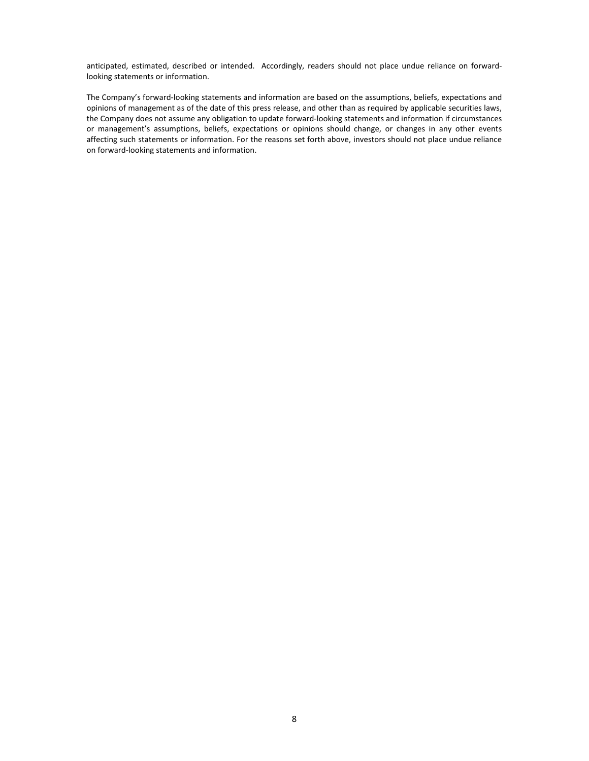anticipated, estimated, described or intended. Accordingly, readers should not place undue reliance on forward-looking statements or information.

The Company's forward-looking statements and information are based on the assumptions, beliefs, expectations and opinions of management as of the date of this press release, and other than as required by applicable securities laws, the Company does not assume any obligation to update forward-looking statements and information if circumstances or management's assumptions, beliefs, expectations or opinions should change, or changes in any other events affecting such statements or information. For the reasons set forth above, investors should not place undue reliance on forward-looking statements and information.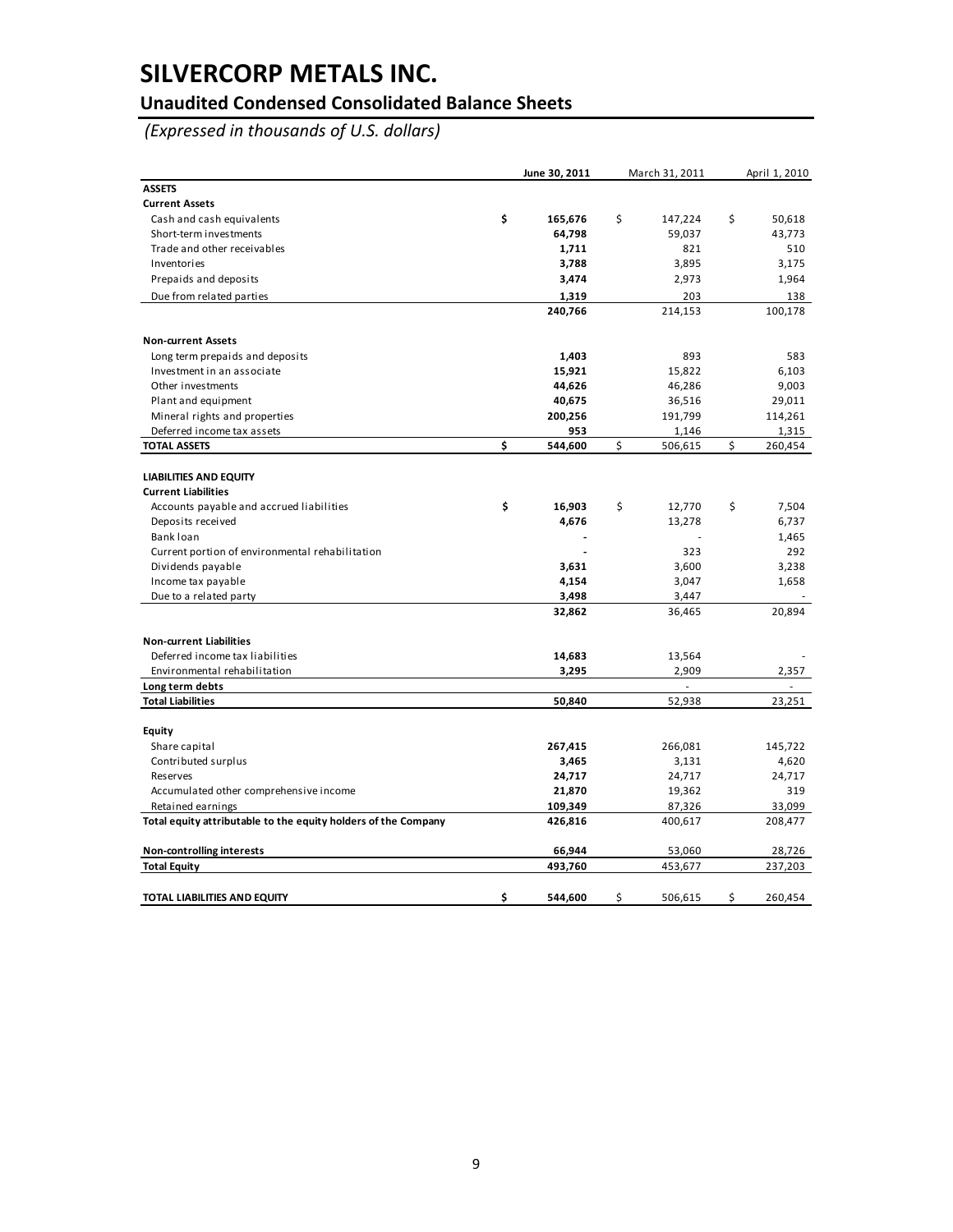# SILVERCORP METALS INC.

## Unaudited Condensed Consolidated Balance Sheets

*(Expressed in thousands of U.S. dollars)*

| | June 30, 2011 | March 31, 2011 | April 1, 2010 |
|---|---|---|---|
| **ASSETS** | | | |
| **Current Assets** | | | |
| Cash and cash equivalents | **$ 165,676** | $ 147,224 | $ 50,618 |
| Short-term investments | **64,798** | 59,037 | 43,773 |
| Trade and other receivables | **1,711** | 821 | 510 |
| Inventories | **3,788** | 3,895 | 3,175 |
| Prepaids and deposits | **3,474** | 2,973 | 1,964 |
| Due from related parties | **1,319** | 203 | 138 |
| | **240,766** | 214,153 | 100,178 |
| **Non-current Assets** | | | |
| Long term prepaids and deposits | **1,403** | 893 | 583 |
| Investment in an associate | **15,921** | 15,822 | 6,103 |
| Other investments | **44,626** | 46,286 | 9,003 |
| Plant and equipment | **40,675** | 36,516 | 29,011 |
| Mineral rights and properties | **200,256** | 191,799 | 114,261 |
| Deferred income tax assets | **953** | 1,146 | 1,315 |
| **TOTAL ASSETS** | **$ 544,600** | $ 506,615 | $ 260,454 |
| **LIABILITIES AND EQUITY** | | | |
| **Current Liabilities** | | | |
| Accounts payable and accrued liabilities | **$ 16,903** | $ 12,770 | $ 7,504 |
| Deposits received | **4,676** | 13,278 | 6,737 |
| Bank loan | **-** | - | 1,465 |
| Current portion of environmental rehabilitation | **-** | 323 | 292 |
| Dividends payable | **3,631** | 3,600 | 3,238 |
| Income tax payable | **4,154** | 3,047 | 1,658 |
| Due to a related party | **3,498** | 3,447 | - |
| | **32,862** | 36,465 | 20,894 |
| **Non-current Liabilities** | | | |
| Deferred income tax liabilities | **14,683** | 13,564 | - |
| Environmental rehabilitation | **3,295** | 2,909 | 2,357 |
| **Long term debts** | | - | - |
| **Total Liabilities** | **50,840** | 52,938 | 23,251 |
| **Equity** | | | |
| Share capital | **267,415** | 266,081 | 145,722 |
| Contributed surplus | **3,465** | 3,131 | 4,620 |
| Reserves | **24,717** | 24,717 | 24,717 |
| Accumulated other comprehensive income | **21,870** | 19,362 | 319 |
| Retained earnings | **109,349** | 87,326 | 33,099 |
| **Total equity attributable to the equity holders of the Company** | **426,816** | 400,617 | 208,477 |
| **Non-controlling interests** | **66,944** | 53,060 | 28,726 |
| **Total Equity** | **493,760** | 453,677 | 237,203 |
| **TOTAL LIABILITIES AND EQUITY** | **$ 544,600** | $ 506,615 | $ 260,454 |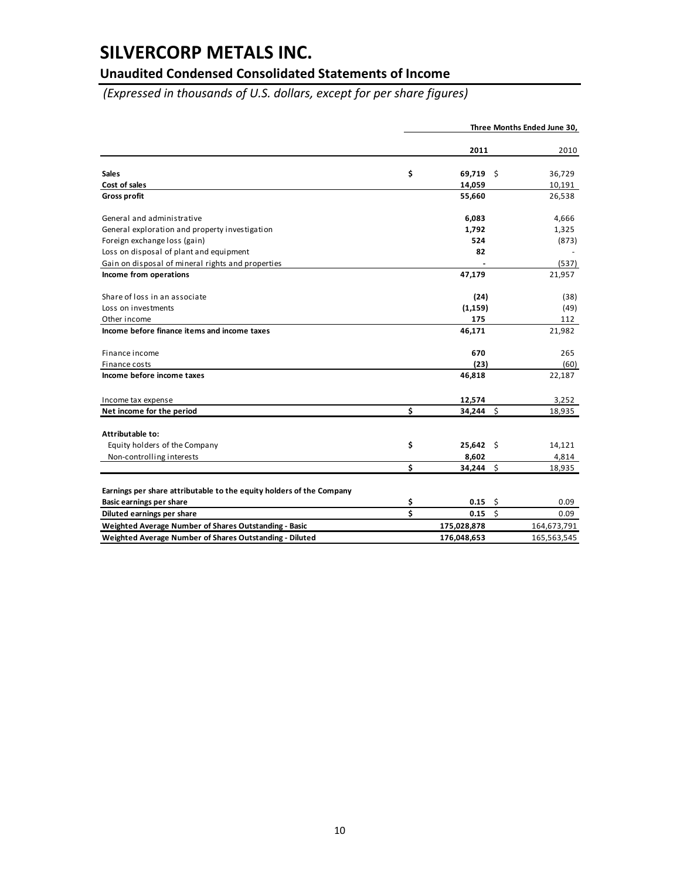# SILVERCORP METALS INC.

## Unaudited Condensed Consolidated Statements of Income

*(Expressed in thousands of U.S. dollars, except for per share figures)*

| | Three Months Ended June 30, | |
|---|---|---|
| | **2011** | 2010 |
| **Sales** | **$ 69,719** | $ 36,729 |
| **Cost of sales** | **14,059** | 10,191 |
| **Gross profit** | **55,660** | 26,538 |
| General and administrative | **6,083** | 4,666 |
| General exploration and property investigation | **1,792** | 1,325 |
| Foreign exchange loss (gain) | **524** | (873) |
| Loss on disposal of plant and equipment | **82** | - |
| Gain on disposal of mineral rights and properties | **-** | (537) |
| **Income from operations** | **47,179** | 21,957 |
| Share of loss in an associate | **(24)** | (38) |
| Loss on investments | **(1,159)** | (49) |
| Other income | **175** | 112 |
| **Income before finance items and income taxes** | **46,171** | 21,982 |
| Finance income | **670** | 265 |
| Finance costs | **(23)** | (60) |
| **Income before income taxes** | **46,818** | 22,187 |
| Income tax expense | **12,574** | 3,252 |
| **Net income for the period** | **$ 34,244** | $ 18,935 |
| **Attributable to:** | | |
| Equity holders of the Company | **$ 25,642** | $ 14,121 |
| Non-controlling interests | **8,602** | 4,814 |
| | **$ 34,244** | $ 18,935 |
| **Earnings per share attributable to the equity holders of the Company** | | |
| **Basic earnings per share** | **$ 0.15** | $ 0.09 |
| **Diluted earnings per share** | **$ 0.15** | $ 0.09 |
| **Weighted Average Number of Shares Outstanding - Basic** | **175,028,878** | 164,673,791 |
| **Weighted Average Number of Shares Outstanding - Diluted** | **176,048,653** | 165,563,545 |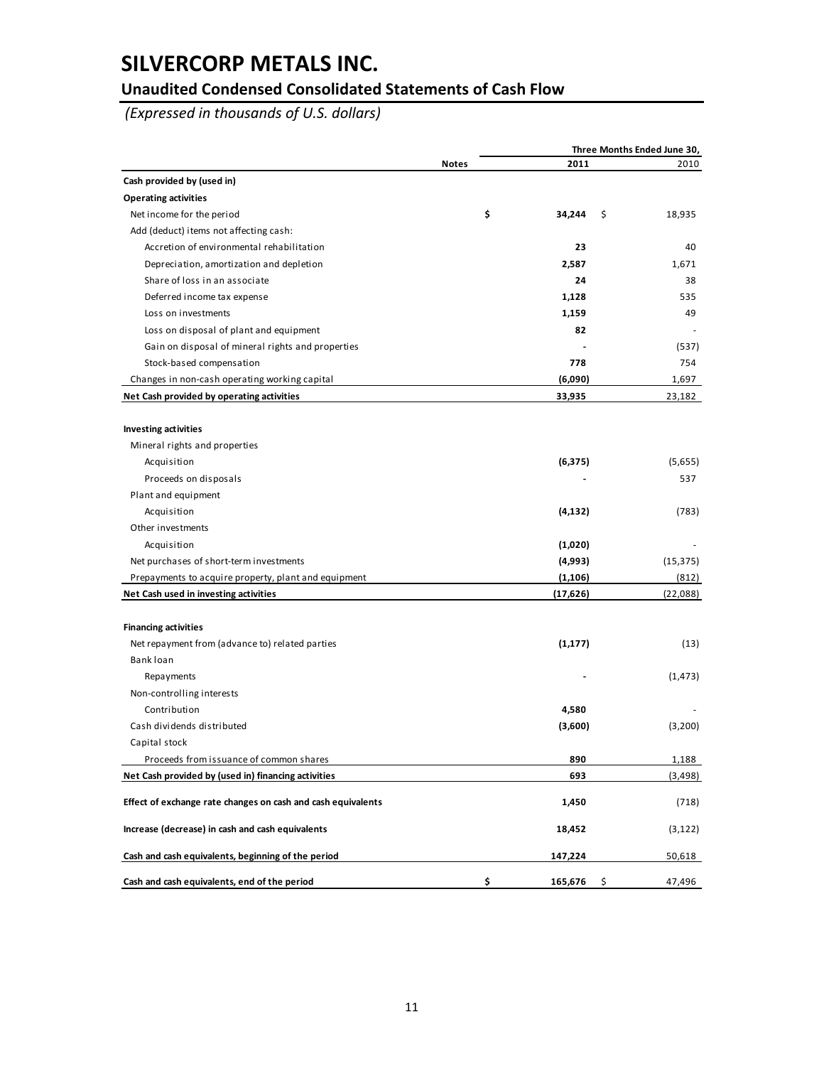# SILVERCORP METALS INC.

## Unaudited Condensed Consolidated Statements of Cash Flow

*(Expressed in thousands of U.S. dollars)*

| | Notes | Three Months Ended June 30, 2011 | 2010 |
|---|---|---|---|
| **Cash provided by (used in)** | | | |
| **Operating activities** | | | |
| Net income for the period | | **$ 34,244** | $ 18,935 |
| Add (deduct) items not affecting cash: | | | |
| Accretion of environmental rehabilitation | | **23** | 40 |
| Depreciation, amortization and depletion | | **2,587** | 1,671 |
| Share of loss in an associate | | **24** | 38 |
| Deferred income tax expense | | **1,128** | 535 |
| Loss on investments | | **1,159** | 49 |
| Loss on disposal of plant and equipment | | **82** | - |
| Gain on disposal of mineral rights and properties | | **-** | (537) |
| Stock-based compensation | | **778** | 754 |
| Changes in non-cash operating working capital | | **(6,090)** | 1,697 |
| **Net Cash provided by operating activities** | | **33,935** | 23,182 |
| | | | |
| **Investing activities** | | | |
| Mineral rights and properties | | | |
| Acquisition | | **(6,375)** | (5,655) |
| Proceeds on disposals | | **-** | 537 |
| Plant and equipment | | | |
| Acquisition | | **(4,132)** | (783) |
| Other investments | | | |
| Acquisition | | **(1,020)** | - |
| Net purchases of short-term investments | | **(4,993)** | (15,375) |
| Prepayments to acquire property, plant and equipment | | **(1,106)** | (812) |
| **Net Cash used in investing activities** | | **(17,626)** | (22,088) |
| | | | |
| **Financing activities** | | | |
| Net repayment from (advance to) related parties | | **(1,177)** | (13) |
| Bank loan | | | |
| Repayments | | **-** | (1,473) |
| Non-controlling interests | | | |
| Contribution | | **4,580** | - |
| Cash dividends distributed | | **(3,600)** | (3,200) |
| Capital stock | | | |
| Proceeds from issuance of common shares | | **890** | 1,188 |
| **Net Cash provided by (used in) financing activities** | | **693** | (3,498) |
| | | | |
| **Effect of exchange rate changes on cash and cash equivalents** | | **1,450** | (718) |
| | | | |
| **Increase (decrease) in cash and cash equivalents** | | **18,452** | (3,122) |
| | | | |
| **Cash and cash equivalents, beginning of the period** | | **147,224** | 50,618 |
| | | | |
| **Cash and cash equivalents, end of the period** | | **$ 165,676** | $ 47,496 |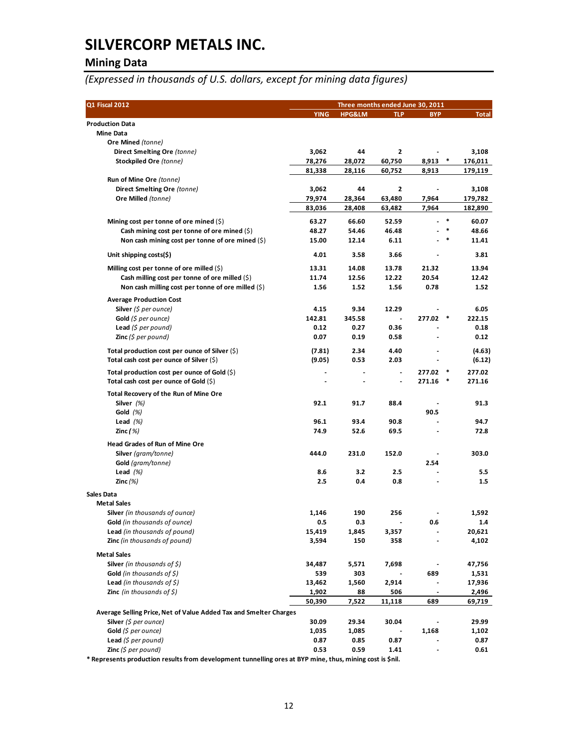# SILVERCORP METALS INC.

## Mining Data

*(Expressed in thousands of U.S. dollars, except for mining data figures)*

| Q1 Fiscal 2012 | YING | HPG&LM | TLP | BYP | Total |
|---|---|---|---|---|---|
| | Three months ended June 30, 2011 | | | | |
| **Production Data** | | | | | |
| **Mine Data** | | | | | |
| **Ore Mined** *(tonne)* | | | | | |
| **Direct Smelting Ore** *(tonne)* | 3,062 | 44 | 2 | - | 3,108 |
| **Stockpiled Ore** *(tonne)* | 78,276 | 28,072 | 60,750 | 8,913 * | 176,011 |
| | 81,338 | 28,116 | 60,752 | 8,913 | 179,119 |
| **Run of Mine Ore** *(tonne)* | | | | | |
| **Direct Smelting Ore** *(tonne)* | 3,062 | 44 | 2 | - | 3,108 |
| **Ore Milled** *(tonne)* | 79,974 | 28,364 | 63,480 | 7,964 | 179,782 |
| | 83,036 | 28,408 | 63,482 | 7,964 | 182,890 |
| **Mining cost per tonne of ore mined** ($) | 63.27 | 66.60 | 52.59 | - * | 60.07 |
| **Cash mining cost per tonne of ore mined** ($) | 48.27 | 54.46 | 46.48 | - * | 48.66 |
| **Non cash mining cost per tonne of ore mined** ($) | 15.00 | 12.14 | 6.11 | - * | 11.41 |
| **Unit shipping costs($)** | 4.01 | 3.58 | 3.66 | - | 3.81 |
| **Milling cost per tonne of ore milled** ($) | 13.31 | 14.08 | 13.78 | 21.32 | 13.94 |
| **Cash milling cost per tonne of ore milled** ($) | 11.74 | 12.56 | 12.22 | 20.54 | 12.42 |
| **Non cash milling cost per tonne of ore milled** ($) | 1.56 | 1.52 | 1.56 | 0.78 | 1.52 |
| **Average Production Cost** | | | | | |
| **Silver** *($ per ounce)* | 4.15 | 9.34 | 12.29 | - | 6.05 |
| **Gold** *($ per ounce)* | 142.81 | 345.58 | - | 277.02 * | 222.15 |
| **Lead** *($ per pound)* | 0.12 | 0.27 | 0.36 | - | 0.18 |
| **Zinc** *($ per pound)* | 0.07 | 0.19 | 0.58 | - | 0.12 |
| **Total production cost per ounce of Silver** ($) | (7.81) | 2.34 | 4.40 | - | (4.63) |
| **Total cash cost per ounce of Silver** ($) | (9.05) | 0.53 | 2.03 | - | (6.12) |
| **Total production cost per ounce of Gold** ($) | - | - | - | 277.02 * | 277.02 |
| **Total cash cost per ounce of Gold** ($) | - | - | - | 271.16 * | 271.16 |
| **Total Recovery of the Run of Mine Ore** | | | | | |
| **Silver** *(%)* | 92.1 | 91.7 | 88.4 | - | 91.3 |
| **Gold** *(%)* | | | | 90.5 | |
| **Lead** *(%)* | 96.1 | 93.4 | 90.8 | - | 94.7 |
| **Zinc** *(%)* | 74.9 | 52.6 | 69.5 | - | 72.8 |
| **Head Grades of Run of Mine Ore** | | | | | |
| **Silver** *(gram/tonne)* | 444.0 | 231.0 | 152.0 | - | 303.0 |
| **Gold** *(gram/tonne)* | | | | 2.54 | |
| **Lead** *(%)* | 8.6 | 3.2 | 2.5 | - | 5.5 |
| **Zinc** *(%)* | 2.5 | 0.4 | 0.8 | - | 1.5 |
| **Sales Data** | | | | | |
| **Metal Sales** | | | | | |
| **Silver** *(in thousands of ounce)* | 1,146 | 190 | 256 | - | 1,592 |
| **Gold** *(in thousands of ounce)* | 0.5 | 0.3 | - | 0.6 | 1.4 |
| **Lead** *(in thousands of pound)* | 15,419 | 1,845 | 3,357 | - | 20,621 |
| **Zinc** *(in thousands of pound)* | 3,594 | 150 | 358 | - | 4,102 |
| **Metal Sales** | | | | | |
| **Silver** *(in thousands of $)* | 34,487 | 5,571 | 7,698 | - | 47,756 |
| **Gold** *(in thousands of $)* | 539 | 303 | - | 689 | 1,531 |
| **Lead** *(in thousands of $)* | 13,462 | 1,560 | 2,914 | - | 17,936 |
| **Zinc** *(in thousands of $)* | 1,902 | 88 | 506 | - | 2,496 |
| | 50,390 | 7,522 | 11,118 | 689 | 69,719 |
| **Average Selling Price, Net of Value Added Tax and Smelter Charges** | | | | | |
| **Silver** *($ per ounce)* | 30.09 | 29.34 | 30.04 | - | 29.99 |
| **Gold** *($ per ounce)* | 1,035 | 1,085 | - | 1,168 | 1,102 |
| **Lead** *($ per pound)* | 0.87 | 0.85 | 0.87 | - | 0.87 |
| **Zinc** *($ per pound)* | 0.53 | 0.59 | 1.41 | - | 0.61 |

**\* Represents production results from development tunnelling ores at BYP mine, thus, mining cost is $nil.**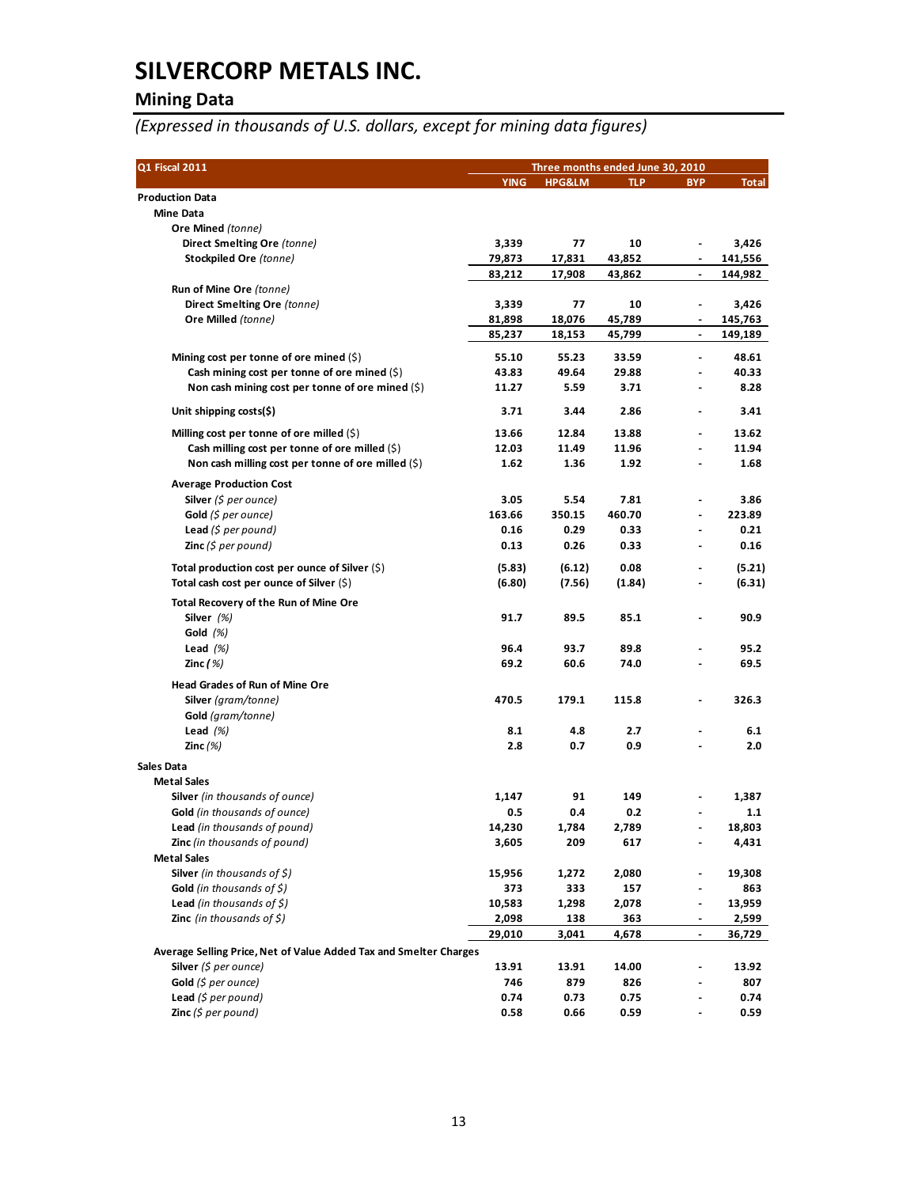# SILVERCORP METALS INC.

## Mining Data

*(Expressed in thousands of U.S. dollars, except for mining data figures)*

| Q1 Fiscal 2011 | Three months ended June 30, 2010 | | | | |
|---|---|---|---|---|---|
| | **YING** | **HPG&LM** | **TLP** | **BYP** | **Total** |
| **Production Data** | | | | | |
| **Mine Data** | | | | | |
| **Ore Mined** *(tonne)* | | | | | |
| **Direct Smelting Ore** *(tonne)* | 3,339 | 77 | 10 | - | 3,426 |
| **Stockpiled Ore** *(tonne)* | 79,873 | 17,831 | 43,852 | - | 141,556 |
| | 83,212 | 17,908 | 43,862 | - | 144,982 |
| **Run of Mine Ore** *(tonne)* | | | | | |
| **Direct Smelting Ore** *(tonne)* | 3,339 | 77 | 10 | - | 3,426 |
| **Ore Milled** *(tonne)* | 81,898 | 18,076 | 45,789 | - | 145,763 |
| | 85,237 | 18,153 | 45,799 | - | 149,189 |
| **Mining cost per tonne of ore mined** ($) | 55.10 | 55.23 | 33.59 | - | 48.61 |
| **Cash mining cost per tonne of ore mined** ($) | 43.83 | 49.64 | 29.88 | - | 40.33 |
| **Non cash mining cost per tonne of ore mined** ($) | 11.27 | 5.59 | 3.71 | - | 8.28 |
| **Unit shipping costs($)** | 3.71 | 3.44 | 2.86 | - | 3.41 |
| **Milling cost per tonne of ore milled** ($) | 13.66 | 12.84 | 13.88 | - | 13.62 |
| **Cash milling cost per tonne of ore milled** ($) | 12.03 | 11.49 | 11.96 | - | 11.94 |
| **Non cash milling cost per tonne of ore milled** ($) | 1.62 | 1.36 | 1.92 | - | 1.68 |
| **Average Production Cost** | | | | | |
| **Silver** *($ per ounce)* | 3.05 | 5.54 | 7.81 | - | 3.86 |
| **Gold** *($ per ounce)* | 163.66 | 350.15 | 460.70 | - | 223.89 |
| **Lead** *($ per pound)* | 0.16 | 0.29 | 0.33 | - | 0.21 |
| **Zinc** *($ per pound)* | 0.13 | 0.26 | 0.33 | - | 0.16 |
| **Total production cost per ounce of Silver** ($) | (5.83) | (6.12) | 0.08 | - | (5.21) |
| **Total cash cost per ounce of Silver** ($) | (6.80) | (7.56) | (1.84) | - | (6.31) |
| **Total Recovery of the Run of Mine Ore** | | | | | |
| **Silver** *(%)* | 91.7 | 89.5 | 85.1 | - | 90.9 |
| **Gold** *(%)* | | | | | |
| **Lead** *(%)* | 96.4 | 93.7 | 89.8 | - | 95.2 |
| **Zinc** *( %)* | 69.2 | 60.6 | 74.0 | - | 69.5 |
| **Head Grades of Run of Mine Ore** | | | | | |
| **Silver** *(gram/tonne)* | 470.5 | 179.1 | 115.8 | - | 326.3 |
| **Gold** *(gram/tonne)* | | | | | |
| **Lead** *(%)* | 8.1 | 4.8 | 2.7 | - | 6.1 |
| **Zinc** *(%)* | 2.8 | 0.7 | 0.9 | - | 2.0 |
| **Sales Data** | | | | | |
| **Metal Sales** | | | | | |
| **Silver** *(in thousands of ounce)* | 1,147 | 91 | 149 | - | 1,387 |
| **Gold** *(in thousands of ounce)* | 0.5 | 0.4 | 0.2 | - | 1.1 |
| **Lead** *(in thousands of pound)* | 14,230 | 1,784 | 2,789 | - | 18,803 |
| **Zinc** *(in thousands of pound)* | 3,605 | 209 | 617 | - | 4,431 |
| **Metal Sales** | | | | | |
| **Silver** *(in thousands of $)* | 15,956 | 1,272 | 2,080 | - | 19,308 |
| **Gold** *(in thousands of $)* | 373 | 333 | 157 | - | 863 |
| **Lead** *(in thousands of $)* | 10,583 | 1,298 | 2,078 | - | 13,959 |
| **Zinc** *(in thousands of $)* | 2,098 | 138 | 363 | - | 2,599 |
| | 29,010 | 3,041 | 4,678 | - | 36,729 |
| **Average Selling Price, Net of Value Added Tax and Smelter Charges** | | | | | |
| **Silver** *($ per ounce)* | 13.91 | 13.91 | 14.00 | - | 13.92 |
| **Gold** *($ per ounce)* | 746 | 879 | 826 | - | 807 |
| **Lead** *($ per pound)* | 0.74 | 0.73 | 0.75 | - | 0.74 |
| **Zinc** *($ per pound)* | 0.58 | 0.66 | 0.59 | - | 0.59 |